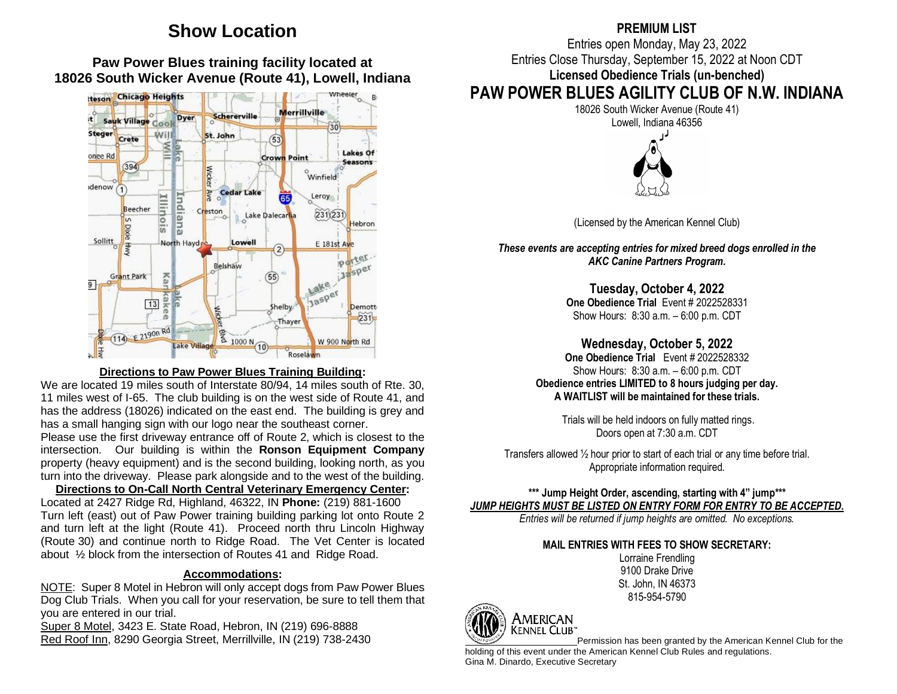# Show Location

### Paw Power Blues training facility located at 18026 South Wicker Avenue (Route 41), Lowell, Indiana

**Directions to Paw Power Blues Training Building:**

We are located 19 miles south of Interstate 80/94, 14 miles south of Rte. 30, 11 miles west of I-65. The club building is on the west side of Route 41, and has the address (18026) indicated on the east end. The building is grey and has a small hanging sign with our logo near the southeast corner.

Please use the first driveway entrance off of Route 2, which is closest to the intersection. Our building is within the **Ronson Equipment Company** property (heavy equipment) and is the second building, looking north, as you turn into the driveway. Please park alongside and to the west of the building.

**Directions to On-Call North Central Veterinary Emergency Center:**

Located at 2427 Ridge Rd, Highland, 46322, IN **Phone:** (219) 881-1600

Turn left (east) out of Paw Power training building parking lot onto Route 2 and turn left at the light (Route 41). Proceed north thru Lincoln Highway (Route 30) and continue north to Ridge Road. The Vet Center is located about ½ block from the intersection of Routes 41 and Ridge Road.

**Accommodations:**

NOTE: Super 8 Motel in Hebron will only accept dogs from Paw Power Blues Dog Club Trials. When you call for your reservation, be sure to tell them that you are entered in our trial.

Super 8 Motel, 3423 E. State Road, Hebron, IN (219) 696-8888

Red Roof Inn, 8290 Georgia Street, Merrillville, IN (219) 738-2430

**PREMIUM LIST**

Entries open Monday, May 23, 2022

Entries Close Thursday, September 15, 2022 at Noon CDT

**Licensed Obedience Trials (un-benched)**

# PAW POWER BLUES AGILITY CLUB OF N.W. INDIANA

18026 South Wicker Avenue (Route 41)
Lowell, Indiana 46356

(Licensed by the American Kennel Club)

***These events are accepting entries for mixed breed dogs enrolled in the AKC Canine Partners Program.***

### Tuesday, October 4, 2022

**One Obedience Trial** Event # 2022528331
Show Hours: 8:30 a.m. – 6:00 p.m. CDT

### Wednesday, October 5, 2022

**One Obedience Trial** Event # 2022528332
Show Hours: 8:30 a.m. – 6:00 p.m. CDT

**Obedience entries LIMITED to 8 hours judging per day.**
**A WAITLIST will be maintained for these trials.**

Trials will be held indoors on fully matted rings.
Doors open at 7:30 a.m. CDT

Transfers allowed ½ hour prior to start of each trial or any time before trial.
Appropriate information required.

**\*\*\* Jump Height Order, ascending, starting with 4" jump\*\*\***

***JUMP HEIGHTS MUST BE LISTED ON ENTRY FORM FOR ENTRY TO BE ACCEPTED.***

*Entries will be returned if jump heights are omitted. No exceptions.*

**MAIL ENTRIES WITH FEES TO SHOW SECRETARY:**

Lorraine Frendling
9100 Drake Drive
St. John, IN 46373
815-954-5790

AMERICAN KENNEL CLUB

Permission has been granted by the American Kennel Club for the holding of this event under the American Kennel Club Rules and regulations.
Gina M. Dinardo, Executive Secretary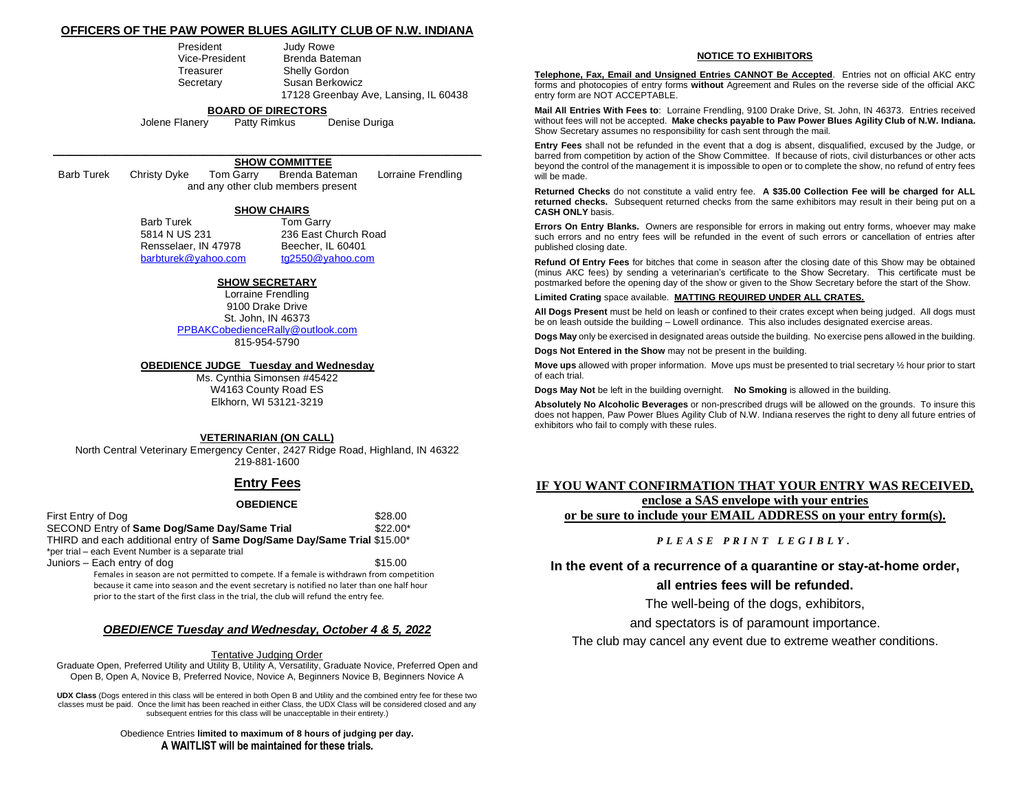## OFFICERS OF THE PAW POWER BLUES AGILITY CLUB OF N.W. INDIANA

President Judy Rowe
Vice-President Brenda Bateman
Treasurer Shelly Gordon
Secretary Susan Berkowicz
17128 Greenbay Ave, Lansing, IL 60438

### BOARD OF DIRECTORS

Jolene Flanery Patty Rimkus Denise Duriga

### SHOW COMMITTEE

Barb Turek Christy Dyke Tom Garry Brenda Bateman Lorraine Frendling
and any other club members present

### SHOW CHAIRS

Barb Turek
5814 N US 231
Rensselaer, IN 47978
barbturek@yahoo.com

Tom Garry
236 East Church Road
Beecher, IL 60401
tg2550@yahoo.com

### SHOW SECRETARY

Lorraine Frendling
9100 Drake Drive
St. John, IN 46373
PPBAKCobedienceRally@outlook.com
815-954-5790

### OBEDIENCE JUDGE Tuesday and Wednesday

Ms. Cynthia Simonsen #45422
W4163 County Road ES
Elkhorn, WI 53121-3219

### VETERINARIAN (ON CALL)

North Central Veterinary Emergency Center, 2427 Ridge Road, Highland, IN 46322
219-881-1600

## Entry Fees

**OBEDIENCE**

First Entry of Dog $28.00
SECOND Entry of **Same Dog/Same Day/Same Trial** $22.00*
THIRD and each additional entry of **Same Dog/Same Day/Same Trial** $15.00*
*per trial – each Event Number is a separate trial
Juniors – Each entry of dog $15.00

Females in season are not permitted to compete. If a female is withdrawn from competition because it came into season and the event secretary is notified no later than one half hour prior to the start of the first class in the trial, the club will refund the entry fee.

### *OBEDIENCE Tuesday and Wednesday, October 4 & 5, 2022*

Tentative Judging Order

Graduate Open, Preferred Utility and Utility B, Utility A, Versatility, Graduate Novice, Preferred Open and Open B, Open A, Novice B, Preferred Novice, Novice A, Beginners Novice B, Beginners Novice A

**UDX Class** (Dogs entered in this class will be entered in both Open B and Utility and the combined entry fee for these two classes must be paid. Once the limit has been reached in either Class, the UDX Class will be considered closed and any subsequent entries for this class will be unacceptable in their entirety.)

Obedience Entries **limited to maximum of 8 hours of judging per day.**
**A WAITLIST will be maintained for these trials.**

### NOTICE TO EXHIBITORS

**Telephone, Fax, Email and Unsigned Entries CANNOT Be Accepted**. Entries not on official AKC entry forms and photocopies of entry forms **without** Agreement and Rules on the reverse side of the official AKC entry form are NOT ACCEPTABLE.

**Mail All Entries With Fees to**: Lorraine Frendling, 9100 Drake Drive, St. John, IN 46373. Entries received without fees will not be accepted. **Make checks payable to Paw Power Blues Agility Club of N.W. Indiana.** Show Secretary assumes no responsibility for cash sent through the mail.

**Entry Fees** shall not be refunded in the event that a dog is absent, disqualified, excused by the Judge, or barred from competition by action of the Show Committee. If because of riots, civil disturbances or other acts beyond the control of the management it is impossible to open or to complete the show, no refund of entry fees will be made.

**Returned Checks** do not constitute a valid entry fee. **A $35.00 Collection Fee will be charged for ALL returned checks.** Subsequent returned checks from the same exhibitors may result in their being put on a **CASH ONLY** basis.

**Errors On Entry Blanks.** Owners are responsible for errors in making out entry forms, whoever may make such errors and no entry fees will be refunded in the event of such errors or cancellation of entries after published closing date.

**Refund Of Entry Fees** for bitches that come in season after the closing date of this Show may be obtained (minus AKC fees) by sending a veterinarian's certificate to the Show Secretary. This certificate must be postmarked before the opening day of the show or given to the Show Secretary before the start of the Show.

**Limited Crating** space available. **MATTING REQUIRED UNDER ALL CRATES.**

**All Dogs Present** must be held on leash or confined to their crates except when being judged. All dogs must be on leash outside the building – Lowell ordinance. This also includes designated exercise areas.

**Dogs May** only be exercised in designated areas outside the building. No exercise pens allowed in the building.

**Dogs Not Entered in the Show** may not be present in the building.

**Move ups** allowed with proper information. Move ups must be presented to trial secretary ½ hour prior to start of each trial.

**Dogs May Not** be left in the building overnight. **No Smoking** is allowed in the building.

**Absolutely No Alcoholic Beverages** or non-prescribed drugs will be allowed on the grounds. To insure this does not happen, Paw Power Blues Agility Club of N.W. Indiana reserves the right to deny all future entries of exhibitors who fail to comply with these rules.

**IF YOU WANT CONFIRMATION THAT YOUR ENTRY WAS RECEIVED,**
**enclose a SAS envelope with your entries**
**or be sure to include your EMAIL ADDRESS on your entry form(s).**

***P L E A S E P R I N T L E G I B L Y .***

**In the event of a recurrence of a quarantine or stay-at-home order, all entries fees will be refunded.**

The well-being of the dogs, exhibitors,
and spectators is of paramount importance.
The club may cancel any event due to extreme weather conditions.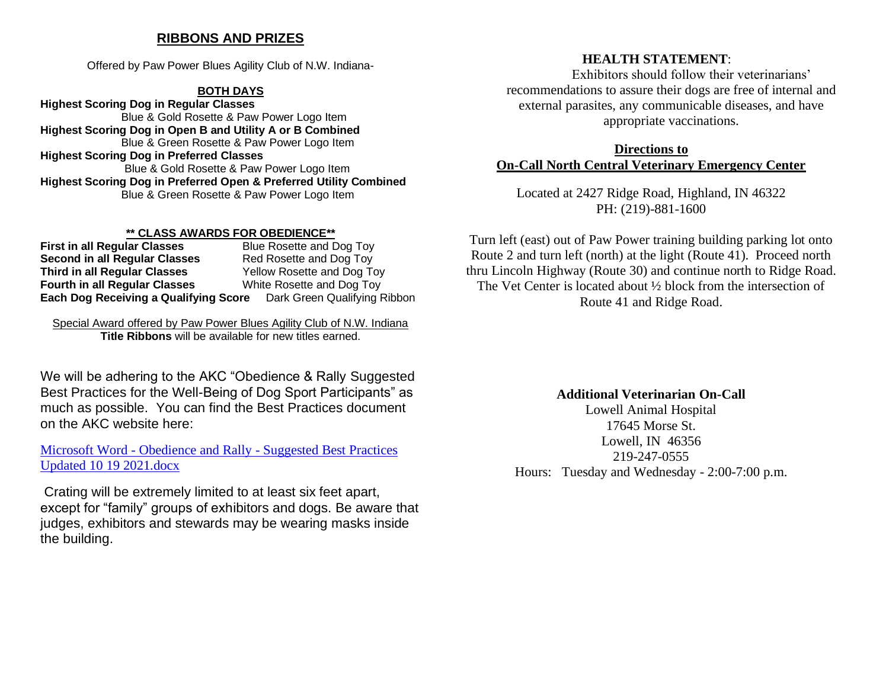## RIBBONS AND PRIZES

Offered by Paw Power Blues Agility Club of N.W. Indiana-

### BOTH DAYS

**Highest Scoring Dog in Regular Classes**
Blue & Gold Rosette & Paw Power Logo Item
**Highest Scoring Dog in Open B and Utility A or B Combined**
Blue & Green Rosette & Paw Power Logo Item
**Highest Scoring Dog in Preferred Classes**
Blue & Gold Rosette & Paw Power Logo Item
**Highest Scoring Dog in Preferred Open & Preferred Utility Combined**
Blue & Green Rosette & Paw Power Logo Item

### ** CLASS AWARDS FOR OBEDIENCE**

| | |
|---|---|
| **First in all Regular Classes** | Blue Rosette and Dog Toy |
| **Second in all Regular Classes** | Red Rosette and Dog Toy |
| **Third in all Regular Classes** | Yellow Rosette and Dog Toy |
| **Fourth in all Regular Classes** | White Rosette and Dog Toy |
| **Each Dog Receiving a Qualifying Score** | Dark Green Qualifying Ribbon |

Special Award offered by Paw Power Blues Agility Club of N.W. Indiana
**Title Ribbons** will be available for new titles earned.

We will be adhering to the AKC "Obedience & Rally Suggested Best Practices for the Well-Being of Dog Sport Participants" as much as possible. You can find the Best Practices document on the AKC website here:

Microsoft Word - Obedience and Rally - Suggested Best Practices Updated 10 19 2021.docx

Crating will be extremely limited to at least six feet apart, except for "family" groups of exhibitors and dogs. Be aware that judges, exhibitors and stewards may be wearing masks inside the building.

**HEALTH STATEMENT**:
Exhibitors should follow their veterinarians' recommendations to assure their dogs are free of internal and external parasites, any communicable diseases, and have appropriate vaccinations.

### Directions to On-Call North Central Veterinary Emergency Center

Located at 2427 Ridge Road, Highland, IN 46322
PH: (219)-881-1600

Turn left (east) out of Paw Power training building parking lot onto Route 2 and turn left (north) at the light (Route 41). Proceed north thru Lincoln Highway (Route 30) and continue north to Ridge Road. The Vet Center is located about ½ block from the intersection of Route 41 and Ridge Road.

**Additional Veterinarian On-Call**
Lowell Animal Hospital
17645 Morse St.
Lowell, IN 46356
219-247-0555
Hours: Tuesday and Wednesday - 2:00-7:00 p.m.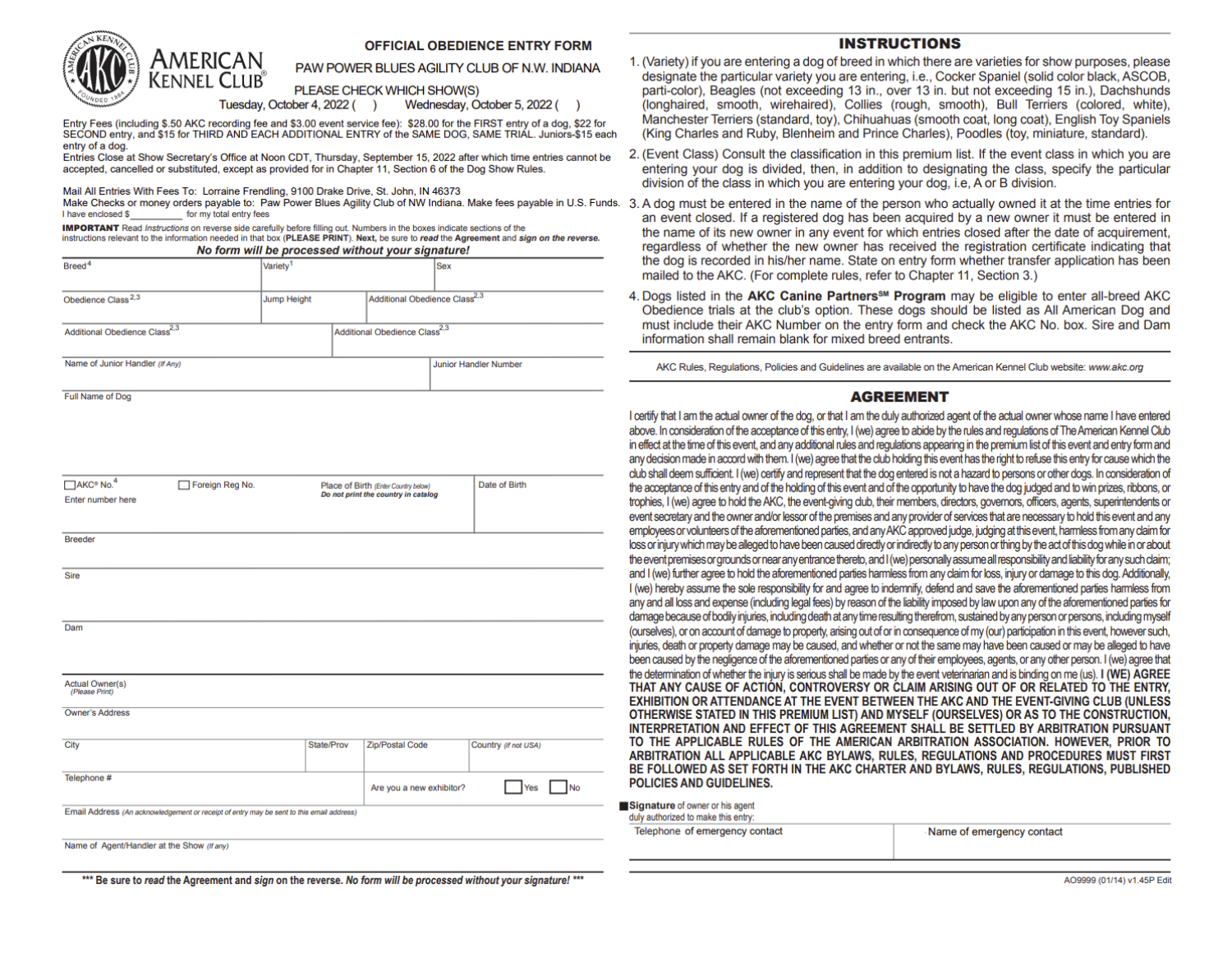AMERICAN KENNEL CLUB®

# OFFICIAL OBEDIENCE ENTRY FORM

PAW POWER BLUES AGILITY CLUB OF N.W. INDIANA

PLEASE CHECK WHICH SHOW(S)

Tuesday, October 4, 2022 (  )  Wednesday, October 5, 2022 (  )

Entry Fees (including $.50 AKC recording fee and $3.00 event service fee): $28.00 for the FIRST entry of a dog, $22 for SECOND entry, and $15 for THIRD AND EACH ADDITIONAL ENTRY of the SAME DOG, SAME TRIAL. Juniors-$15 each entry of a dog.

Entries Close at Show Secretary's Office at Noon CDT, Thursday, September 15, 2022 after which time entries cannot be accepted, cancelled or substituted, except as provided for in Chapter 11, Section 6 of the Dog Show Rules.

Mail All Entries With Fees To: Lorraine Frendling, 9100 Drake Drive, St. John, IN 46373

Make Checks or money orders payable to: Paw Power Blues Agility Club of NW Indiana. Make fees payable in U.S. Funds.

I have enclosed $__________ for my total entry fees

**IMPORTANT** Read *Instructions* on reverse side carefully before filling out. Numbers in the boxes indicate sections of the instructions relevant to the information needed in that box (**PLEASE PRINT**). **Next**, be sure to ***read*** the **Agreement** and ***sign on the reverse.***

***No form will be processed without your signature!***

| | | |
|---|---|---|
| Breed [4] | Variety [1] | Sex |
| Obedience Class [2,3] | Jump Height | Additional Obedience Class [2,3] |
| Additional Obedience Class [2,3] | Additional Obedience Class [2,3] | |
| Name of Junior Handler *(If Any)* | Junior Handler Number | |
| Full Name of Dog | | |
| ☐ AKC® No. [4] Enter number here / ☐ Foreign Reg No. | Place of Birth *(Enter Country below)* ***Do not print the country in catalog*** | Date of Birth |
| Breeder | | |
| Sire | | |
| Dam | | |
| Actual Owner(s) *(Please Print)* | | |
| Owner's Address | | |
| City | State/Prov | Zip/Postal Code / Country *(If not USA)* |
| Telephone # | Are you a new exhibitor? ☐ Yes ☐ No | |
| Email Address *(An acknowledgement or receipt of entry may be sent to this email address)* | | |
| Name of Agent/Handler at the Show *(If any)* | | |

***\*\*\* Be sure to read the Agreement and sign on the reverse. No form will be processed without your signature! \*\*\****

## INSTRUCTIONS

1. (Variety) if you are entering a dog of breed in which there are varieties for show purposes, please designate the particular variety you are entering, i.e., Cocker Spaniel (solid color black, ASCOB, parti-color), Beagles (not exceeding 13 in., over 13 in. but not exceeding 15 in.), Dachshunds (longhaired, smooth, wirehaired), Collies (rough, smooth), Bull Terriers (colored, white), Manchester Terriers (standard, toy), Chihuahuas (smooth coat, long coat), English Toy Spaniels (King Charles and Ruby, Blenheim and Prince Charles), Poodles (toy, miniature, standard).
2. (Event Class) Consult the classification in this premium list. If the event class in which you are entering your dog is divided, then, in addition to designating the class, specify the particular division of the class in which you are entering your dog, i.e, A or B division.
3. A dog must be entered in the name of the person who actually owned it at the time entries for an event closed. If a registered dog has been acquired by a new owner it must be entered in the name of its new owner in any event for which entries closed after the date of acquirement, regardless of whether the new owner has received the registration certificate indicating that the dog is recorded in his/her name. State on entry form whether transfer application has been mailed to the AKC. (For complete rules, refer to Chapter 11, Section 3.)
4. Dogs listed in the **AKC Canine Partners℠ Program** may be eligible to enter all-breed AKC Obedience trials at the club's option. These dogs should be listed as All American Dog and must include their AKC Number on the entry form and check the AKC No. box. Sire and Dam information shall remain blank for mixed breed entrants.

AKC Rules, Regulations, Policies and Guidelines are available on the American Kennel Club website: *www.akc.org*

## AGREEMENT

I certify that I am the actual owner of the dog, or that I am the duly authorized agent of the actual owner whose name I have entered above. In consideration of the acceptance of this entry, I (we) agree to abide by the rules and regulations of The American Kennel Club in effect at the time of this event, and any additional rules and regulations appearing in the premium list of this event and entry form and any decision made in accord with them. I (we) agree that the club holding this event has the right to refuse this entry for cause which the club shall deem sufficient. I (we) certify and represent that the dog entered is not a hazard to persons or other dogs. In consideration of the acceptance of this entry and of the holding of this event and of the opportunity to have the dog judged and to win prizes, ribbons, or trophies, I (we) agree to hold the AKC, the event-giving club, their members, directors, governors, officers, agents, superintendents or event secretary and the owner and/or lessor of the premises and any provider of services that are necessary to hold this event and any employees or volunteers of the aforementioned parties, and any AKC approved judge, judging at this event, harmless from any claim for loss or injury which may be alleged to have been caused directly or indirectly to any person or thing by the act of this dog while in or about the event premises or grounds or near any entrance thereto, and I (we) personally assume all responsibility and liability for any such claim; and I (we) further agree to hold the aforementioned parties harmless from any claim for loss, injury or damage to this dog. Additionally, I (we) hereby assume the sole responsibility for and agree to indemnify, defend and save the aforementioned parties harmless from any and all loss and expense (including legal fees) by reason of the liability imposed by law upon any of the aforementioned parties for damage because of bodily injuries, including death at any time resulting therefrom, sustained by any person or persons, including myself (ourselves), or on account of damage to property, arising out of or in consequence of my (our) participation in this event, however such, injuries, death or property damage may be caused, and whether or not the same may have been caused or may be alleged to have been caused by the negligence of the aforementioned parties or any of their employees, agents, or any other person. I (we) agree that the determination of whether the injury is serious shall be made by the event veterinarian and is binding on me (us). **I (WE) AGREE THAT ANY CAUSE OF ACTION, CONTROVERSY OR CLAIM ARISING OUT OF OR RELATED TO THE ENTRY, EXHIBITION OR ATTENDANCE AT THE EVENT BETWEEN THE AKC AND THE EVENT-GIVING CLUB (UNLESS OTHERWISE STATED IN THIS PREMIUM LIST) AND MYSELF (OURSELVES) OR AS TO THE CONSTRUCTION, INTERPRETATION AND EFFECT OF THIS AGREEMENT SHALL BE SETTLED BY ARBITRATION PURSUANT TO THE APPLICABLE RULES OF THE AMERICAN ARBITRATION ASSOCIATION. HOWEVER, PRIOR TO ARBITRATION ALL APPLICABLE AKC BYLAWS, RULES, REGULATIONS AND PROCEDURES MUST FIRST BE FOLLOWED AS SET FORTH IN THE AKC CHARTER AND BYLAWS, RULES, REGULATIONS, PUBLISHED POLICIES AND GUIDELINES.**

■ **Signature** of owner or his agent duly authorized to make this entry:

| | |
|---|---|
| Telephone of emergency contact | Name of emergency contact |

AO9999 (01/14) v1.45P Edit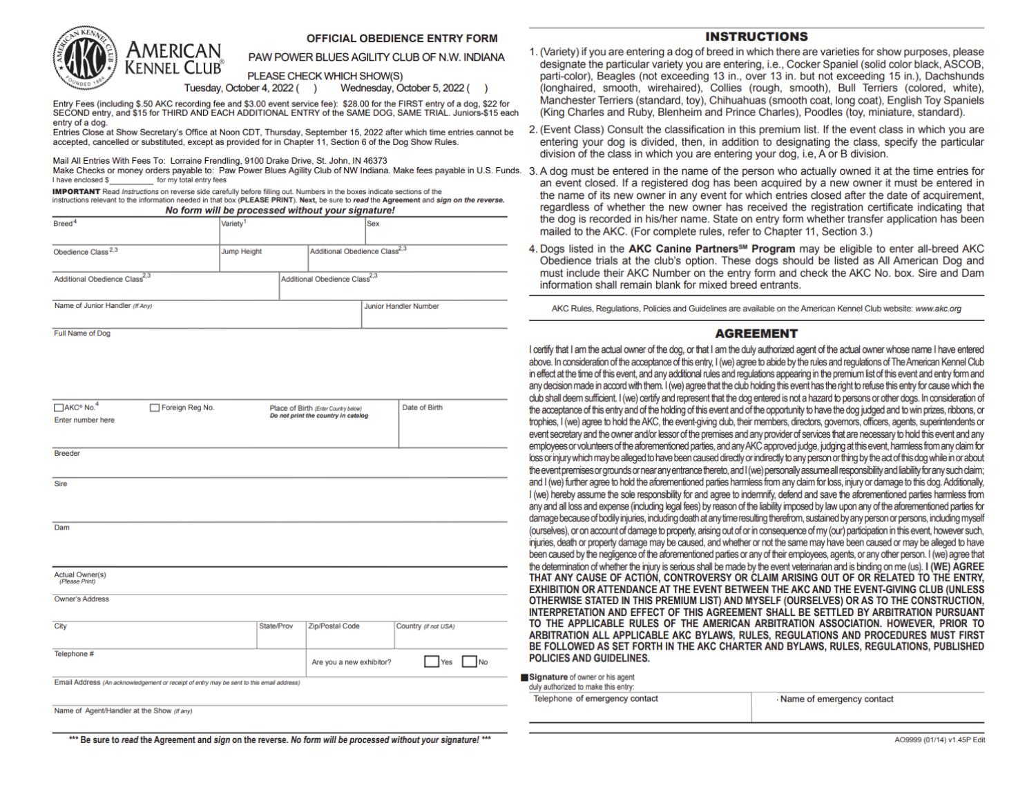AMERICAN KENNEL CLUB

## OFFICIAL OBEDIENCE ENTRY FORM

PAW POWER BLUES AGILITY CLUB OF N.W. INDIANA

PLEASE CHECK WHICH SHOW(S)

Tuesday, October 4, 2022 (   )     Wednesday, October 5, 2022 (   )

Entry Fees (including $.50 AKC recording fee and $3.00 event service fee): $28.00 for the FIRST entry of a dog, $22 for SECOND entry, and $15 for THIRD AND EACH ADDITIONAL ENTRY of the SAME DOG, SAME TRIAL. Juniors-$15 each entry of a dog.

Entries Close at Show Secretary's Office at Noon CDT, Thursday, September 15, 2022 after which time entries cannot be accepted, cancelled or substituted, except as provided for in Chapter 11, Section 6 of the Dog Show Rules.

Mail All Entries With Fees To: Lorraine Frendling, 9100 Drake Drive, St. John, IN 46373

Make Checks or money orders payable to: Paw Power Blues Agility Club of NW Indiana. Make fees payable in U.S. Funds.

I have enclosed $__________ for my total entry fees

**IMPORTANT** Read *Instructions* on reverse side carefully before filling out. Numbers in the boxes indicate sections of the instructions relevant to the information needed in that box (**PLEASE PRINT**). **Next,** be sure to *read* the **Agreement** and *sign on the reverse.*

***No form will be processed without your signature!***

| | | |
|---|---|---|
| Breed[4] | Variety[1] | Sex |
| Obedience Class[2,3] | Jump Height | Additional Obedience Class[2,3] |
| Additional Obedience Class[2,3] | Additional Obedience Class[2,3] | |
| Name of Junior Handler *(If Any)* | Junior Handler Number | |
| Full Name of Dog | | |
| ☐ AKC® No.[4] ☐ Foreign Reg No. Enter number here | Place of Birth *(Enter Country below)* *Do not print the country in catalog* | Date of Birth |
| Breeder | | |
| Sire | | |
| Dam | | |
| Actual Owner(s) *(Please Print)* | | |
| Owner's Address | | |
| City | State/Prov | Zip/Postal Code | 
| Country *(If not USA)* | | |
| Telephone # | Are you a new exhibitor? ☐ Yes ☐ No | |
| Email Address *(An acknowledgement or receipt of entry may be sent to this email address)* | | |
| Name of Agent/Handler at the Show *(If any)* | | |

\*\*\* Be sure to *read* the Agreement and *sign* on the reverse. *No form will be processed without your signature!* \*\*\*

## INSTRUCTIONS

1. (Variety) if you are entering a dog of breed in which there are varieties for show purposes, please designate the particular variety you are entering, i.e., Cocker Spaniel (solid color black, ASCOB, parti-color), Beagles (not exceeding 13 in., over 13 in. but not exceeding 15 in.), Dachshunds (longhaired, smooth, wirehaired), Collies (rough, smooth), Bull Terriers (colored, white), Manchester Terriers (standard, toy), Chihuahuas (smooth coat, long coat), English Toy Spaniels (King Charles and Ruby, Blenheim and Prince Charles), Poodles (toy, miniature, standard).
2. (Event Class) Consult the classification in this premium list. If the event class in which you are entering your dog is divided, then, in addition to designating the class, specify the particular division of the class in which you are entering your dog, i.e, A or B division.
3. A dog must be entered in the name of the person who actually owned it at the time entries for an event closed. If a registered dog has been acquired by a new owner it must be entered in the name of its new owner in any event for which entries closed after the date of acquirement, regardless of whether the new owner has received the registration certificate indicating that the dog is recorded in his/her name. State on entry form whether transfer application has been mailed to the AKC. (For complete rules, refer to Chapter 11, Section 3.)
4. Dogs listed in the **AKC Canine Partners℠ Program** may be eligible to enter all-breed AKC Obedience trials at the club's option. These dogs should be listed as All American Dog and must include their AKC Number on the entry form and check the AKC No. box. Sire and Dam information shall remain blank for mixed breed entrants.

AKC Rules, Regulations, Policies and Guidelines are available on the American Kennel Club website: *www.akc.org*

## AGREEMENT

I certify that I am the actual owner of the dog, or that I am the duly authorized agent of the actual owner whose name I have entered above. In consideration of the acceptance of this entry, I (we) agree to abide by the rules and regulations of The American Kennel Club in effect at the time of this event, and any additional rules and regulations appearing in the premium list of this event and entry form and any decision made in accord with them. I (we) agree that the club holding this event has the right to refuse this entry for cause which the club shall deem sufficient. I (we) certify and represent that the dog entered is not a hazard to persons or other dogs. In consideration of the acceptance of this entry and of the holding of this event and of the opportunity to have the dog judged and to win prizes, ribbons, or trophies, I (we) agree to hold the AKC, the event-giving club, their members, directors, governors, officers, agents, superintendents or event secretary and the owner and/or lessor of the premises and any provider of services that are necessary to hold this event and any employees or volunteers of the aforementioned parties, and any AKC approved judge, judging at this event, harmless from any claim for loss or injury which may be alleged to have been caused directly or indirectly to any person or thing by the act of this dog while in or about the event premises or grounds or near any entrance thereto, and I (we) personally assume all responsibility and liability for any such claim; and I (we) further agree to hold the aforementioned parties harmless from any claim for loss, injury or damage to this dog. Additionally, I (we) hereby assume the sole responsibility for and agree to indemnify, defend and save the aforementioned parties harmless from any and all loss and expense (including legal fees) by reason of the liability imposed by law upon any of the aforementioned parties for damage because of bodily injuries, including death at any time resulting therefrom, sustained by any person or persons, including myself (ourselves), or on account of damage to property, arising out of or in consequence of my (our) participation in this event, however such, injuries, death or property damage may be caused, and whether or not the same may have been caused or may be alleged to have been caused by the negligence of the aforementioned parties or any of their employees, agents, or any other person. I (we) agree that the determination of whether the injury is serious shall be made by the event veterinarian and is binding on me (us). **I (WE) AGREE THAT ANY CAUSE OF ACTION, CONTROVERSY OR CLAIM ARISING OUT OF OR RELATED TO THE ENTRY, EXHIBITION OR ATTENDANCE AT THE EVENT BETWEEN THE AKC AND THE EVENT-GIVING CLUB (UNLESS OTHERWISE STATED IN THIS PREMIUM LIST) AND MYSELF (OURSELVES) OR AS TO THE CONSTRUCTION, INTERPRETATION AND EFFECT OF THIS AGREEMENT SHALL BE SETTLED BY ARBITRATION PURSUANT TO THE APPLICABLE RULES OF THE AMERICAN ARBITRATION ASSOCIATION. HOWEVER, PRIOR TO ARBITRATION ALL APPLICABLE AKC BYLAWS, RULES, REGULATIONS AND PROCEDURES MUST FIRST BE FOLLOWED AS SET FORTH IN THE AKC CHARTER AND BYLAWS, RULES, REGULATIONS, PUBLISHED POLICIES AND GUIDELINES.**

■ **Signature** of owner or his agent duly authorized to make this entry:

| | |
|---|---|
| Telephone of emergency contact | Name of emergency contact |

AO9999 (01/14) v1.45P Edit